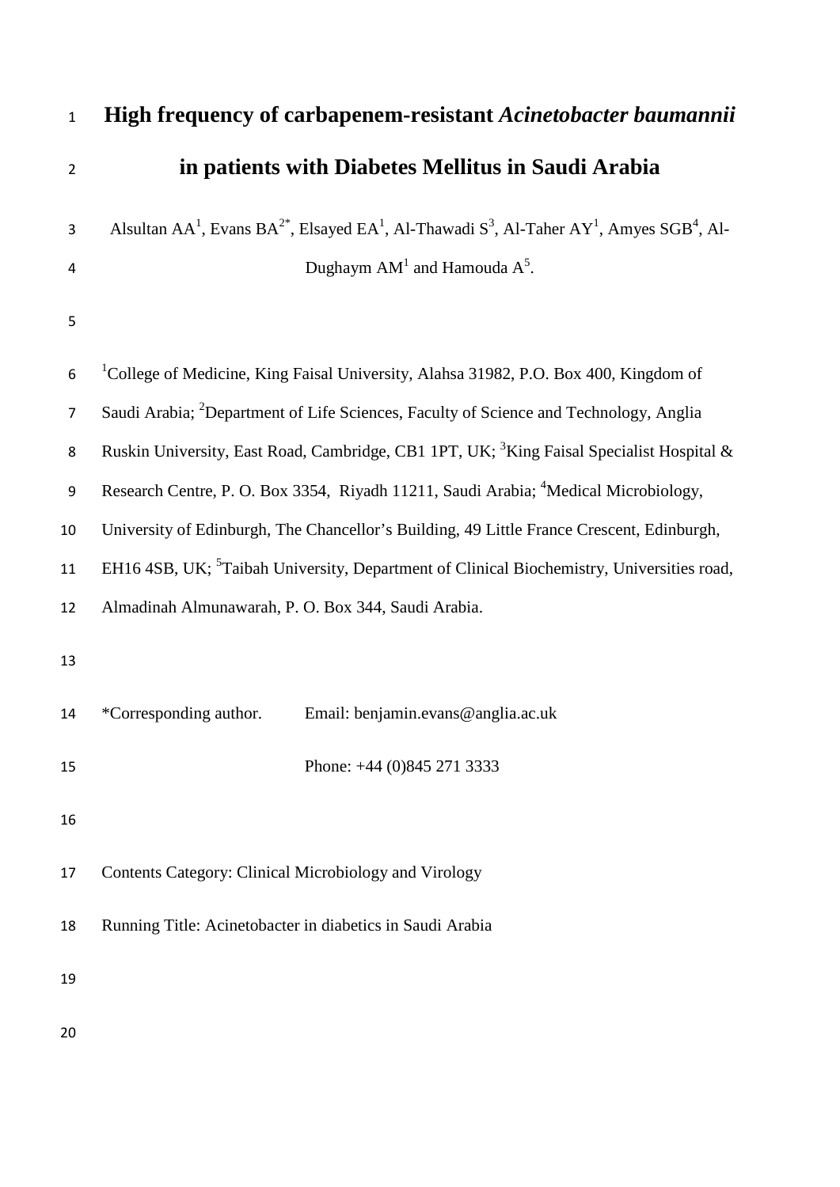# High frequency of carbapenem-resistant *Acinetobacter baumannii* in patients with Diabetes Mellitus in Saudi Arabia

Alsultan AA[1], Evans BA[2*], Elsayed EA[1], Al-Thawadi S[3], Al-Taher AY[1], Amyes SGB[4], Al-Dughaym AM[1] and Hamouda A[5].

[1]College of Medicine, King Faisal University, Alahsa 31982, P.O. Box 400, Kingdom of Saudi Arabia; [2]Department of Life Sciences, Faculty of Science and Technology, Anglia Ruskin University, East Road, Cambridge, CB1 1PT, UK; [3]King Faisal Specialist Hospital & Research Centre, P. O. Box 3354, Riyadh 11211, Saudi Arabia; [4]Medical Microbiology, University of Edinburgh, The Chancellor's Building, 49 Little France Crescent, Edinburgh, EH16 4SB, UK; [5]Taibah University, Department of Clinical Biochemistry, Universities road, Almadinah Almunawarah, P. O. Box 344, Saudi Arabia.

*Corresponding author. Email: benjamin.evans@anglia.ac.uk

Phone: +44 (0)845 271 3333

Contents Category: Clinical Microbiology and Virology

Running Title: Acinetobacter in diabetics in Saudi Arabia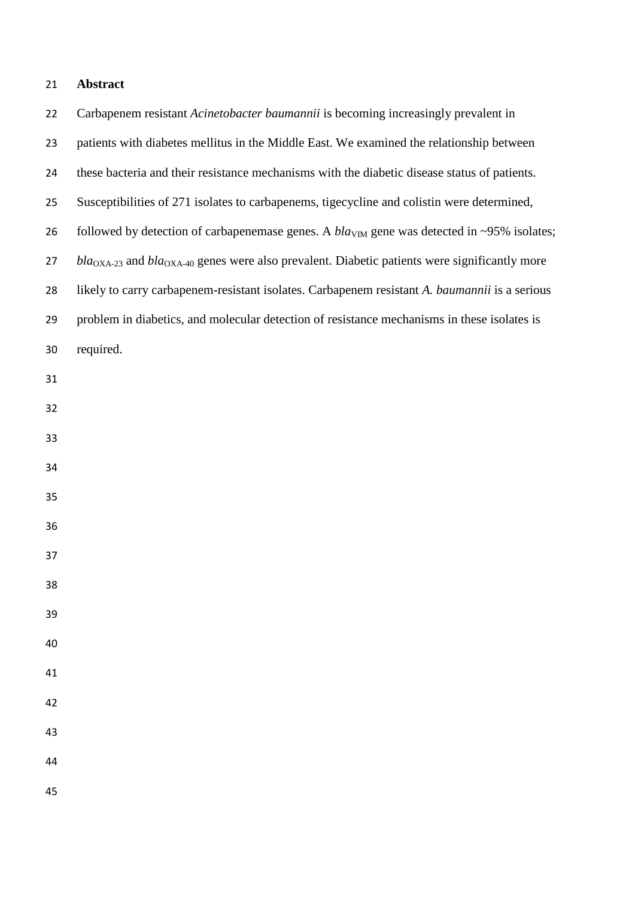## Abstract

Carbapenem resistant *Acinetobacter baumannii* is becoming increasingly prevalent in patients with diabetes mellitus in the Middle East. We examined the relationship between these bacteria and their resistance mechanisms with the diabetic disease status of patients. Susceptibilities of 271 isolates to carbapenems, tigecycline and colistin were determined, followed by detection of carbapenemase genes. A $bla_{\text{VIM}}$ gene was detected in ~95% isolates; $bla_{\text{OXA-23}}$ and $bla_{\text{OXA-40}}$ genes were also prevalent. Diabetic patients were significantly more likely to carry carbapenem-resistant isolates. Carbapenem resistant *A. baumannii* is a serious problem in diabetics, and molecular detection of resistance mechanisms in these isolates is required.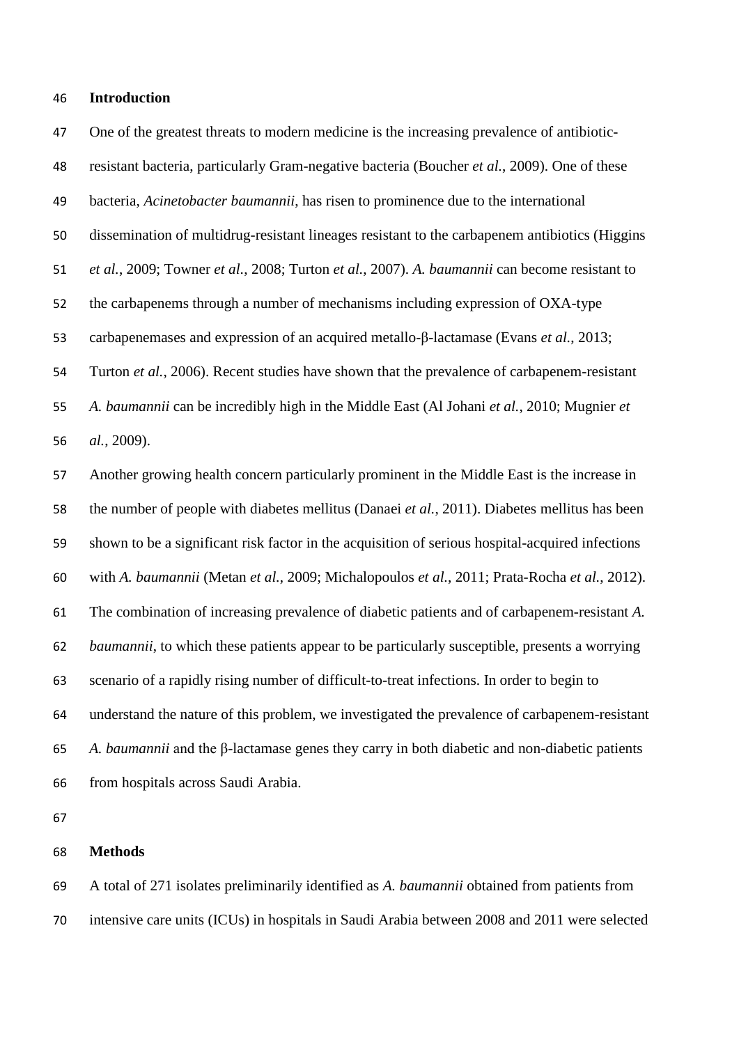## Introduction

One of the greatest threats to modern medicine is the increasing prevalence of antibiotic-resistant bacteria, particularly Gram-negative bacteria (Boucher *et al.*, 2009). One of these bacteria, *Acinetobacter baumannii*, has risen to prominence due to the international dissemination of multidrug-resistant lineages resistant to the carbapenem antibiotics (Higgins *et al.*, 2009; Towner *et al.*, 2008; Turton *et al.*, 2007). *A. baumannii* can become resistant to the carbapenems through a number of mechanisms including expression of OXA-type carbapenemases and expression of an acquired metallo-β-lactamase (Evans *et al.*, 2013; Turton *et al.*, 2006). Recent studies have shown that the prevalence of carbapenem-resistant *A. baumannii* can be incredibly high in the Middle East (Al Johani *et al.*, 2010; Mugnier *et al.*, 2009).

Another growing health concern particularly prominent in the Middle East is the increase in the number of people with diabetes mellitus (Danaei *et al.*, 2011). Diabetes mellitus has been shown to be a significant risk factor in the acquisition of serious hospital-acquired infections with *A. baumannii* (Metan *et al.*, 2009; Michalopoulos *et al.*, 2011; Prata-Rocha *et al.*, 2012). The combination of increasing prevalence of diabetic patients and of carbapenem-resistant *A. baumannii*, to which these patients appear to be particularly susceptible, presents a worrying scenario of a rapidly rising number of difficult-to-treat infections. In order to begin to understand the nature of this problem, we investigated the prevalence of carbapenem-resistant *A. baumannii* and the β-lactamase genes they carry in both diabetic and non-diabetic patients from hospitals across Saudi Arabia.

## Methods

A total of 271 isolates preliminarily identified as *A. baumannii* obtained from patients from intensive care units (ICUs) in hospitals in Saudi Arabia between 2008 and 2011 were selected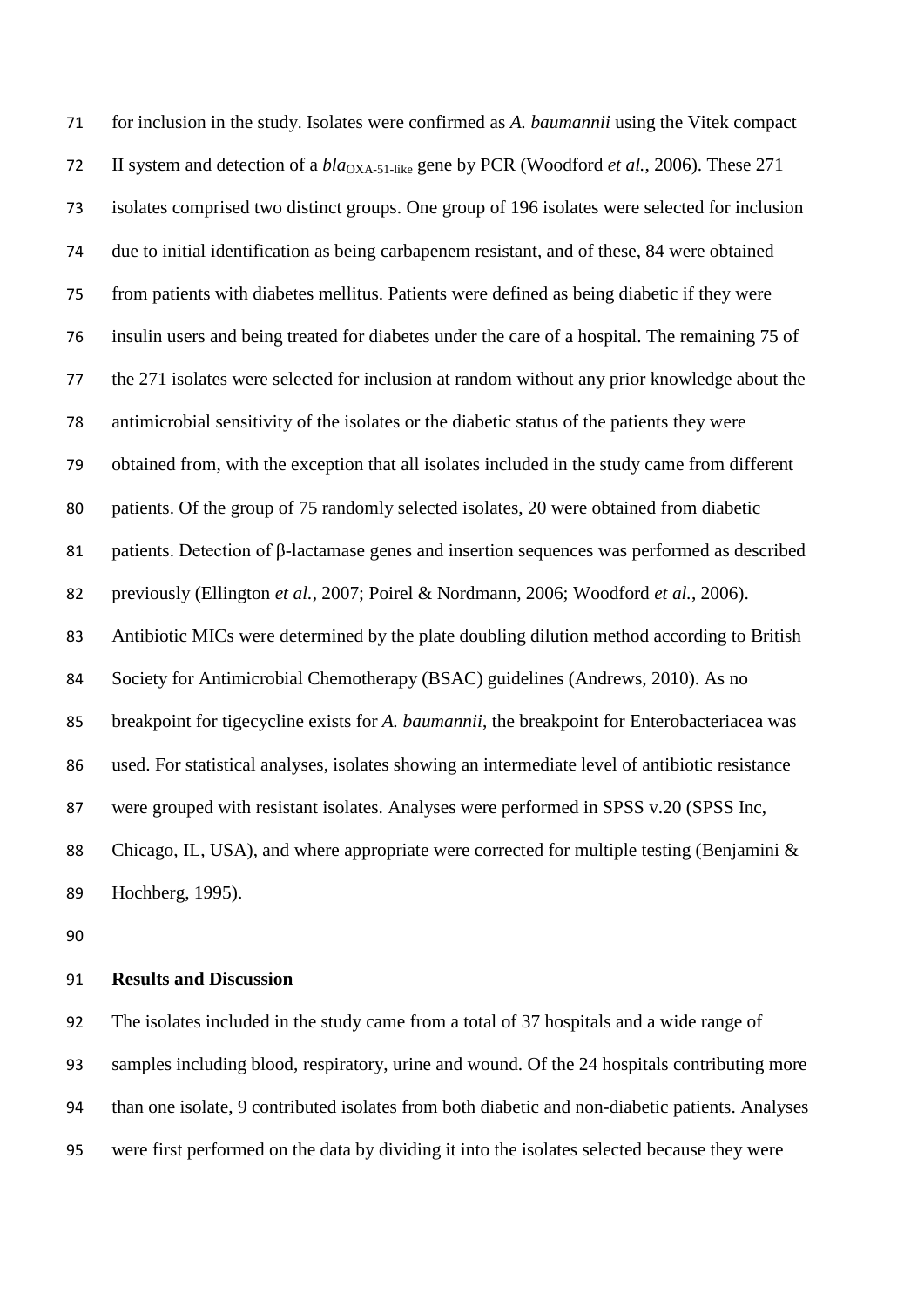for inclusion in the study. Isolates were confirmed as *A. baumannii* using the Vitek compact II system and detection of a $bla_{\text{OXA-51-like}}$ gene by PCR (Woodford *et al.*, 2006). These 271 isolates comprised two distinct groups. One group of 196 isolates were selected for inclusion due to initial identification as being carbapenem resistant, and of these, 84 were obtained from patients with diabetes mellitus. Patients were defined as being diabetic if they were insulin users and being treated for diabetes under the care of a hospital. The remaining 75 of the 271 isolates were selected for inclusion at random without any prior knowledge about the antimicrobial sensitivity of the isolates or the diabetic status of the patients they were obtained from, with the exception that all isolates included in the study came from different patients. Of the group of 75 randomly selected isolates, 20 were obtained from diabetic patients. Detection of β-lactamase genes and insertion sequences was performed as described previously (Ellington *et al.*, 2007; Poirel & Nordmann, 2006; Woodford *et al.*, 2006). Antibiotic MICs were determined by the plate doubling dilution method according to British Society for Antimicrobial Chemotherapy (BSAC) guidelines (Andrews, 2010). As no breakpoint for tigecycline exists for *A. baumannii*, the breakpoint for Enterobacteriacea was used. For statistical analyses, isolates showing an intermediate level of antibiotic resistance were grouped with resistant isolates. Analyses were performed in SPSS v.20 (SPSS Inc, Chicago, IL, USA), and where appropriate were corrected for multiple testing (Benjamini & Hochberg, 1995).

## Results and Discussion

The isolates included in the study came from a total of 37 hospitals and a wide range of samples including blood, respiratory, urine and wound. Of the 24 hospitals contributing more than one isolate, 9 contributed isolates from both diabetic and non-diabetic patients. Analyses were first performed on the data by dividing it into the isolates selected because they were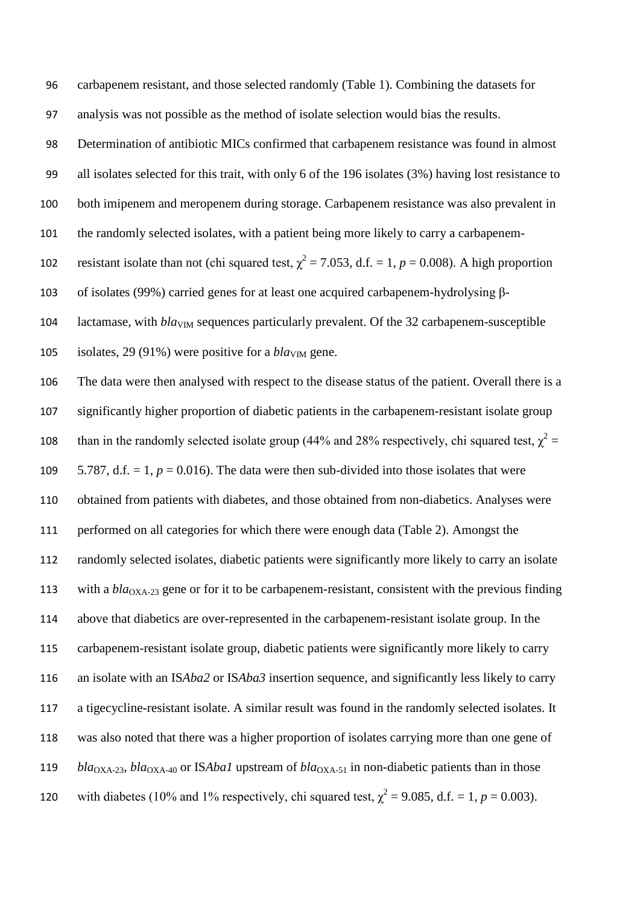carbapenem resistant, and those selected randomly (Table 1). Combining the datasets for analysis was not possible as the method of isolate selection would bias the results.

Determination of antibiotic MICs confirmed that carbapenem resistance was found in almost all isolates selected for this trait, with only 6 of the 196 isolates (3%) having lost resistance to both imipenem and meropenem during storage. Carbapenem resistance was also prevalent in the randomly selected isolates, with a patient being more likely to carry a carbapenem-resistant isolate than not (chi squared test, $\chi^2 = 7.053$, d.f. = 1, $p = 0.008$). A high proportion of isolates (99%) carried genes for at least one acquired carbapenem-hydrolysing β-lactamase, with *bla*$_{VIM}$ sequences particularly prevalent. Of the 32 carbapenem-susceptible isolates, 29 (91%) were positive for a *bla*$_{VIM}$ gene.

The data were then analysed with respect to the disease status of the patient. Overall there is a significantly higher proportion of diabetic patients in the carbapenem-resistant isolate group than in the randomly selected isolate group (44% and 28% respectively, chi squared test, $\chi^2 = 5.787$, d.f. = 1, $p = 0.016$). The data were then sub-divided into those isolates that were obtained from patients with diabetes, and those obtained from non-diabetics. Analyses were performed on all categories for which there were enough data (Table 2). Amongst the randomly selected isolates, diabetic patients were significantly more likely to carry an isolate with a *bla*$_{OXA\text{-}23}$ gene or for it to be carbapenem-resistant, consistent with the previous finding above that diabetics are over-represented in the carbapenem-resistant isolate group. In the carbapenem-resistant isolate group, diabetic patients were significantly more likely to carry an isolate with an IS*Aba2* or IS*Aba3* insertion sequence, and significantly less likely to carry a tigecycline-resistant isolate. A similar result was found in the randomly selected isolates. It was also noted that there was a higher proportion of isolates carrying more than one gene of *bla*$_{OXA\text{-}23}$, *bla*$_{OXA\text{-}40}$ or IS*Aba1* upstream of *bla*$_{OXA\text{-}51}$ in non-diabetic patients than in those with diabetes (10% and 1% respectively, chi squared test, $\chi^2 = 9.085$, d.f. = 1, $p = 0.003$).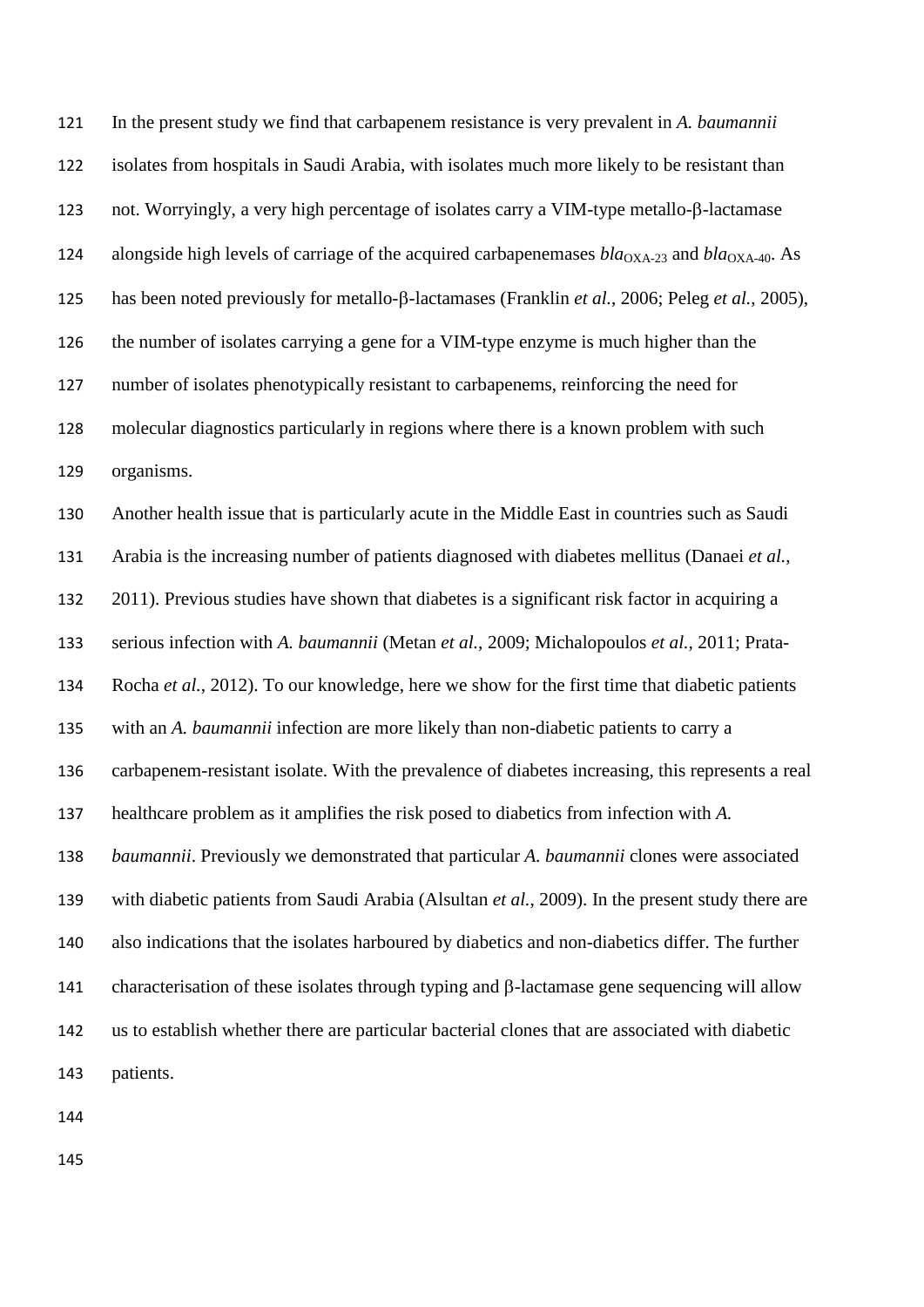In the present study we find that carbapenem resistance is very prevalent in *A. baumannii* isolates from hospitals in Saudi Arabia, with isolates much more likely to be resistant than not. Worryingly, a very high percentage of isolates carry a VIM-type metallo-β-lactamase alongside high levels of carriage of the acquired carbapenemases $bla_{OXA\text{-}23}$ and $bla_{OXA\text{-}40}$. As has been noted previously for metallo-β-lactamases (Franklin *et al.*, 2006; Peleg *et al.*, 2005), the number of isolates carrying a gene for a VIM-type enzyme is much higher than the number of isolates phenotypically resistant to carbapenems, reinforcing the need for molecular diagnostics particularly in regions where there is a known problem with such organisms.

Another health issue that is particularly acute in the Middle East in countries such as Saudi Arabia is the increasing number of patients diagnosed with diabetes mellitus (Danaei *et al.*, 2011). Previous studies have shown that diabetes is a significant risk factor in acquiring a serious infection with *A. baumannii* (Metan *et al.*, 2009; Michalopoulos *et al.*, 2011; Prata-Rocha *et al.*, 2012). To our knowledge, here we show for the first time that diabetic patients with an *A. baumannii* infection are more likely than non-diabetic patients to carry a carbapenem-resistant isolate. With the prevalence of diabetes increasing, this represents a real healthcare problem as it amplifies the risk posed to diabetics from infection with *A. baumannii*. Previously we demonstrated that particular *A. baumannii* clones were associated with diabetic patients from Saudi Arabia (Alsultan *et al.*, 2009). In the present study there are also indications that the isolates harboured by diabetics and non-diabetics differ. The further characterisation of these isolates through typing and β-lactamase gene sequencing will allow us to establish whether there are particular bacterial clones that are associated with diabetic patients.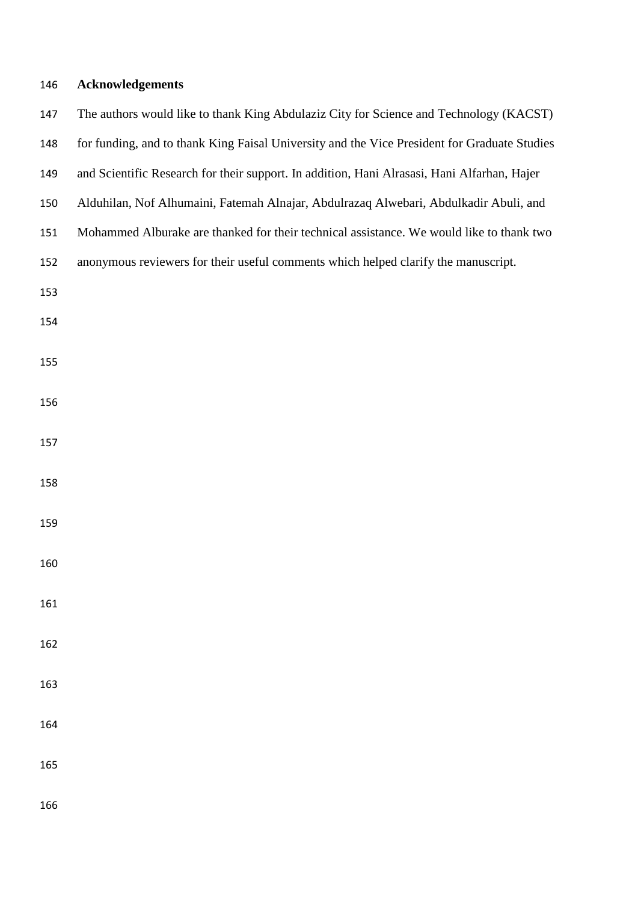## Acknowledgements

The authors would like to thank King Abdulaziz City for Science and Technology (KACST) for funding, and to thank King Faisal University and the Vice President for Graduate Studies and Scientific Research for their support. In addition, Hani Alrasasi, Hani Alfarhan, Hajer Alduhilan, Nof Alhumaini, Fatemah Alnajar, Abdulrazaq Alwebari, Abdulkadir Abuli, and Mohammed Alburake are thanked for their technical assistance. We would like to thank two anonymous reviewers for their useful comments which helped clarify the manuscript.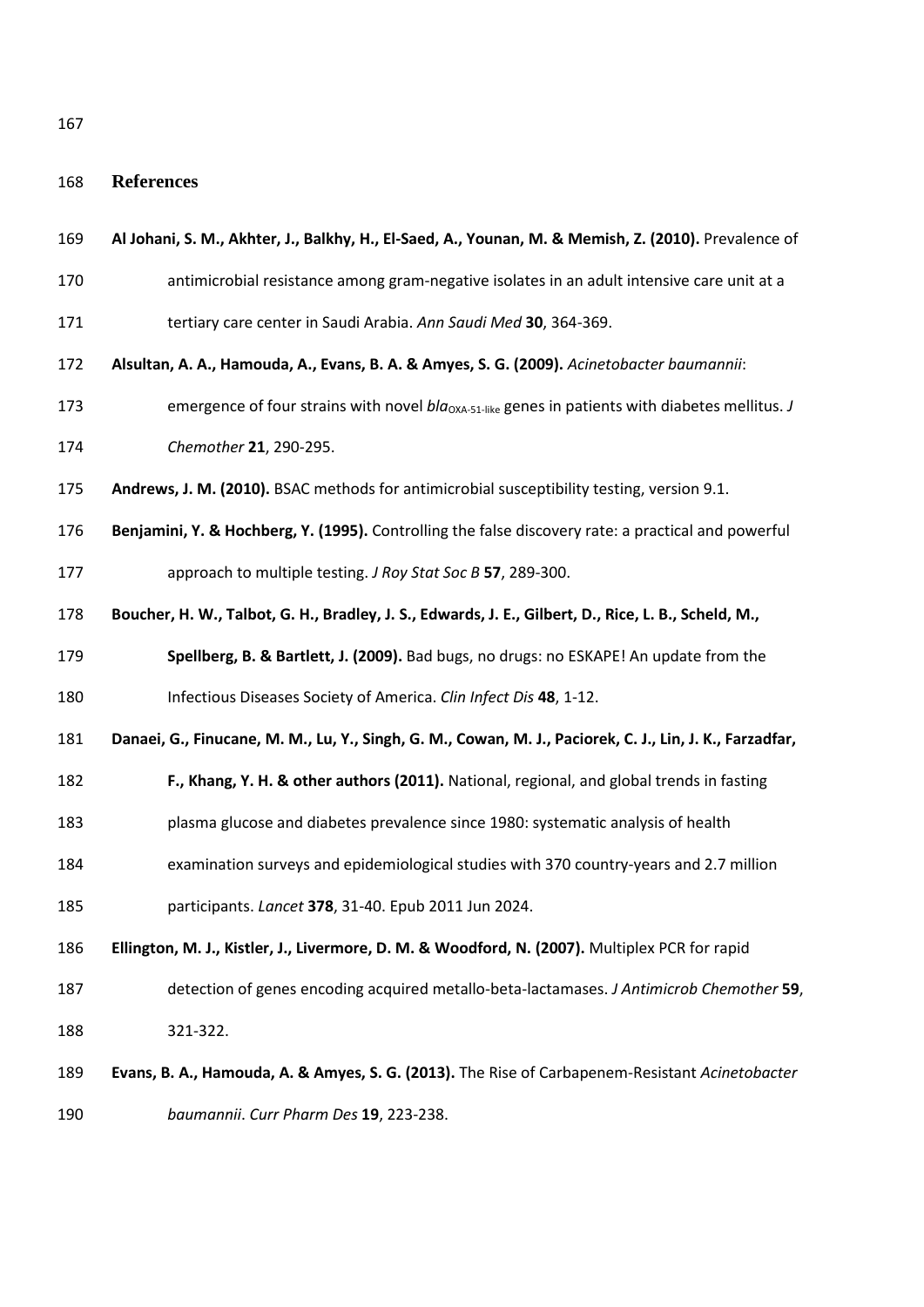## References

**Al Johani, S. M., Akhter, J., Balkhy, H., El-Saed, A., Younan, M. & Memish, Z. (2010).** Prevalence of antimicrobial resistance among gram-negative isolates in an adult intensive care unit at a tertiary care center in Saudi Arabia. *Ann Saudi Med* **30**, 364-369.

**Alsultan, A. A., Hamouda, A., Evans, B. A. & Amyes, S. G. (2009).** *Acinetobacter baumannii*: emergence of four strains with novel *bla*$_{\text{OXA-51-like}}$ genes in patients with diabetes mellitus. *J Chemother* **21**, 290-295.

**Andrews, J. M. (2010).** BSAC methods for antimicrobial susceptibility testing, version 9.1.

**Benjamini, Y. & Hochberg, Y. (1995).** Controlling the false discovery rate: a practical and powerful approach to multiple testing. *J Roy Stat Soc B* **57**, 289-300.

**Boucher, H. W., Talbot, G. H., Bradley, J. S., Edwards, J. E., Gilbert, D., Rice, L. B., Scheld, M., Spellberg, B. & Bartlett, J. (2009).** Bad bugs, no drugs: no ESKAPE! An update from the Infectious Diseases Society of America. *Clin Infect Dis* **48**, 1-12.

**Danaei, G., Finucane, M. M., Lu, Y., Singh, G. M., Cowan, M. J., Paciorek, C. J., Lin, J. K., Farzadfar, F., Khang, Y. H. & other authors (2011).** National, regional, and global trends in fasting plasma glucose and diabetes prevalence since 1980: systematic analysis of health examination surveys and epidemiological studies with 370 country-years and 2.7 million participants. *Lancet* **378**, 31-40. Epub 2011 Jun 2024.

**Ellington, M. J., Kistler, J., Livermore, D. M. & Woodford, N. (2007).** Multiplex PCR for rapid detection of genes encoding acquired metallo-beta-lactamases. *J Antimicrob Chemother* **59**, 321-322.

**Evans, B. A., Hamouda, A. & Amyes, S. G. (2013).** The Rise of Carbapenem-Resistant *Acinetobacter baumannii*. *Curr Pharm Des* **19**, 223-238.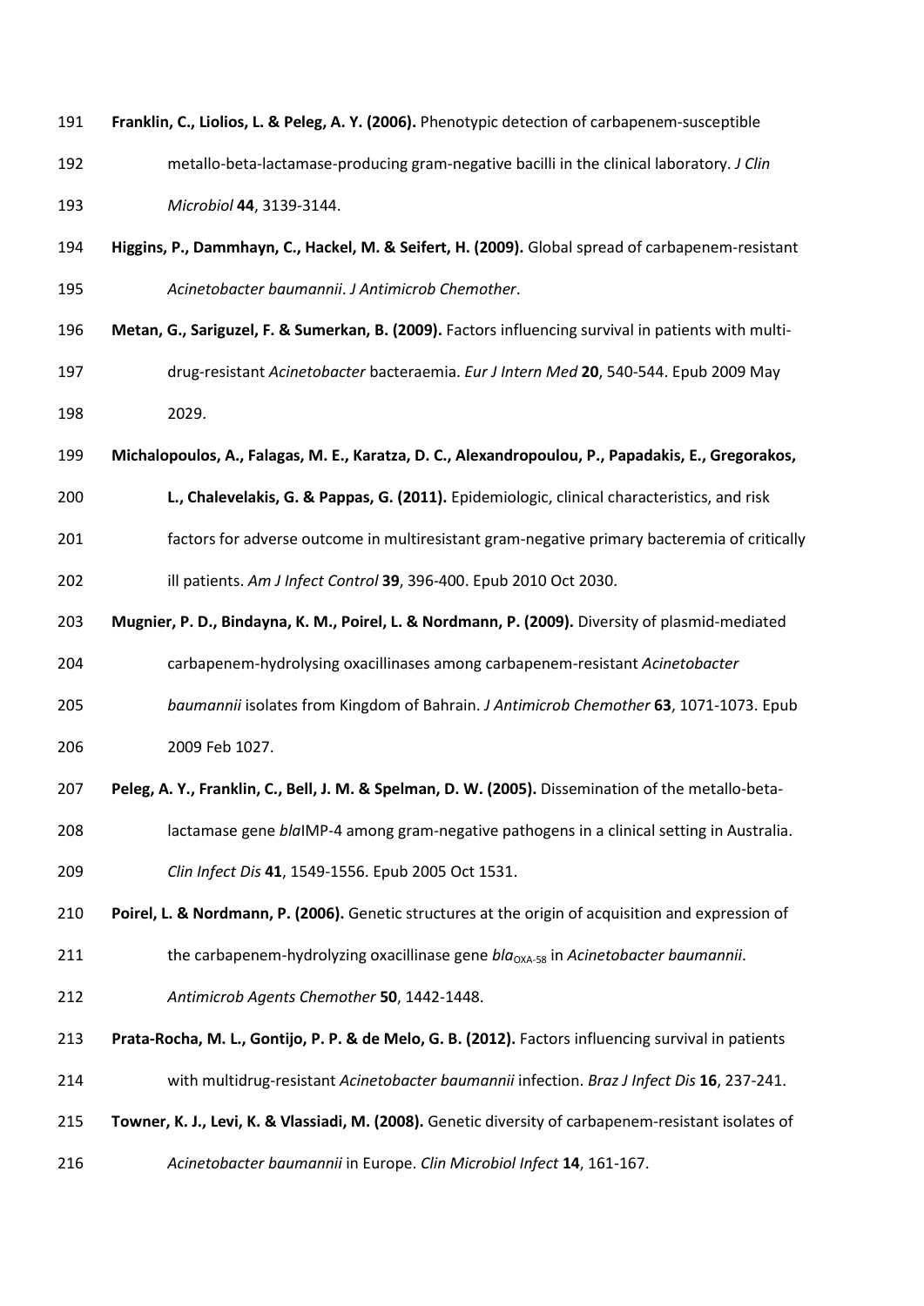**Franklin, C., Liolios, L. & Peleg, A. Y. (2006).** Phenotypic detection of carbapenem-susceptible metallo-beta-lactamase-producing gram-negative bacilli in the clinical laboratory. *J Clin Microbiol* **44**, 3139-3144.

**Higgins, P., Dammhayn, C., Hackel, M. & Seifert, H. (2009).** Global spread of carbapenem-resistant *Acinetobacter baumannii*. *J Antimicrob Chemother*.

**Metan, G., Sariguzel, F. & Sumerkan, B. (2009).** Factors influencing survival in patients with multi-drug-resistant *Acinetobacter* bacteraemia. *Eur J Intern Med* **20**, 540-544. Epub 2009 May 2029.

**Michalopoulos, A., Falagas, M. E., Karatza, D. C., Alexandropoulou, P., Papadakis, E., Gregorakos, L., Chalevelakis, G. & Pappas, G. (2011).** Epidemiologic, clinical characteristics, and risk factors for adverse outcome in multiresistant gram-negative primary bacteremia of critically ill patients. *Am J Infect Control* **39**, 396-400. Epub 2010 Oct 2030.

**Mugnier, P. D., Bindayna, K. M., Poirel, L. & Nordmann, P. (2009).** Diversity of plasmid-mediated carbapenem-hydrolysing oxacillinases among carbapenem-resistant *Acinetobacter baumannii* isolates from Kingdom of Bahrain. *J Antimicrob Chemother* **63**, 1071-1073. Epub 2009 Feb 1027.

**Peleg, A. Y., Franklin, C., Bell, J. M. & Spelman, D. W. (2005).** Dissemination of the metallo-beta-lactamase gene *bla*IMP-4 among gram-negative pathogens in a clinical setting in Australia. *Clin Infect Dis* **41**, 1549-1556. Epub 2005 Oct 1531.

**Poirel, L. & Nordmann, P. (2006).** Genetic structures at the origin of acquisition and expression of the carbapenem-hydrolyzing oxacillinase gene $bla_{OXA\text{-}58}$ in *Acinetobacter baumannii*. *Antimicrob Agents Chemother* **50**, 1442-1448.

**Prata-Rocha, M. L., Gontijo, P. P. & de Melo, G. B. (2012).** Factors influencing survival in patients with multidrug-resistant *Acinetobacter baumannii* infection. *Braz J Infect Dis* **16**, 237-241.

**Towner, K. J., Levi, K. & Vlassiadi, M. (2008).** Genetic diversity of carbapenem-resistant isolates of *Acinetobacter baumannii* in Europe. *Clin Microbiol Infect* **14**, 161-167.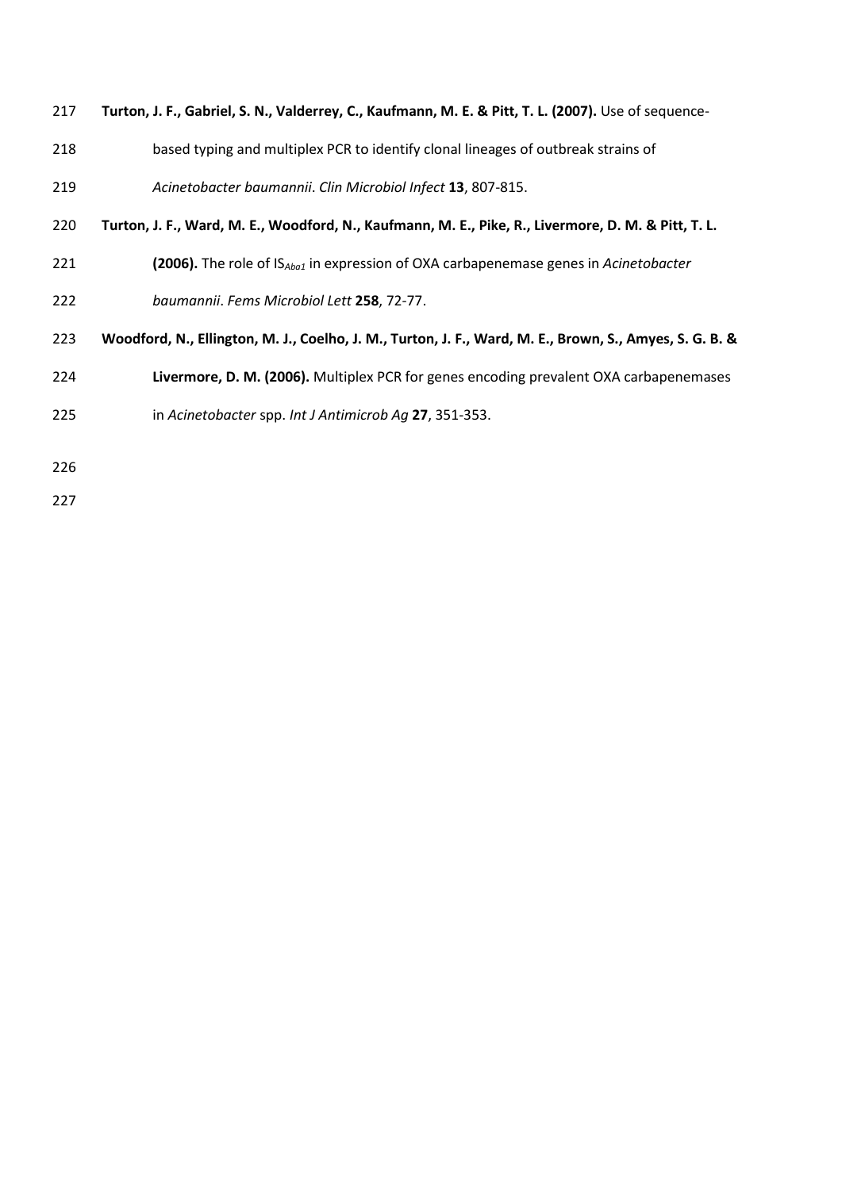**Turton, J. F., Gabriel, S. N., Valderrey, C., Kaufmann, M. E. & Pitt, T. L. (2007).** Use of sequence-based typing and multiplex PCR to identify clonal lineages of outbreak strains of *Acinetobacter baumannii*. *Clin Microbiol Infect* **13**, 807-815.

**Turton, J. F., Ward, M. E., Woodford, N., Kaufmann, M. E., Pike, R., Livermore, D. M. & Pitt, T. L. (2006).** The role of $IS_{Aba1}$ in expression of OXA carbapenemase genes in *Acinetobacter baumannii*. *Fems Microbiol Lett* **258**, 72-77.

**Woodford, N., Ellington, M. J., Coelho, J. M., Turton, J. F., Ward, M. E., Brown, S., Amyes, S. G. B. & Livermore, D. M. (2006).** Multiplex PCR for genes encoding prevalent OXA carbapenemases in *Acinetobacter* spp. *Int J Antimicrob Ag* **27**, 351-353.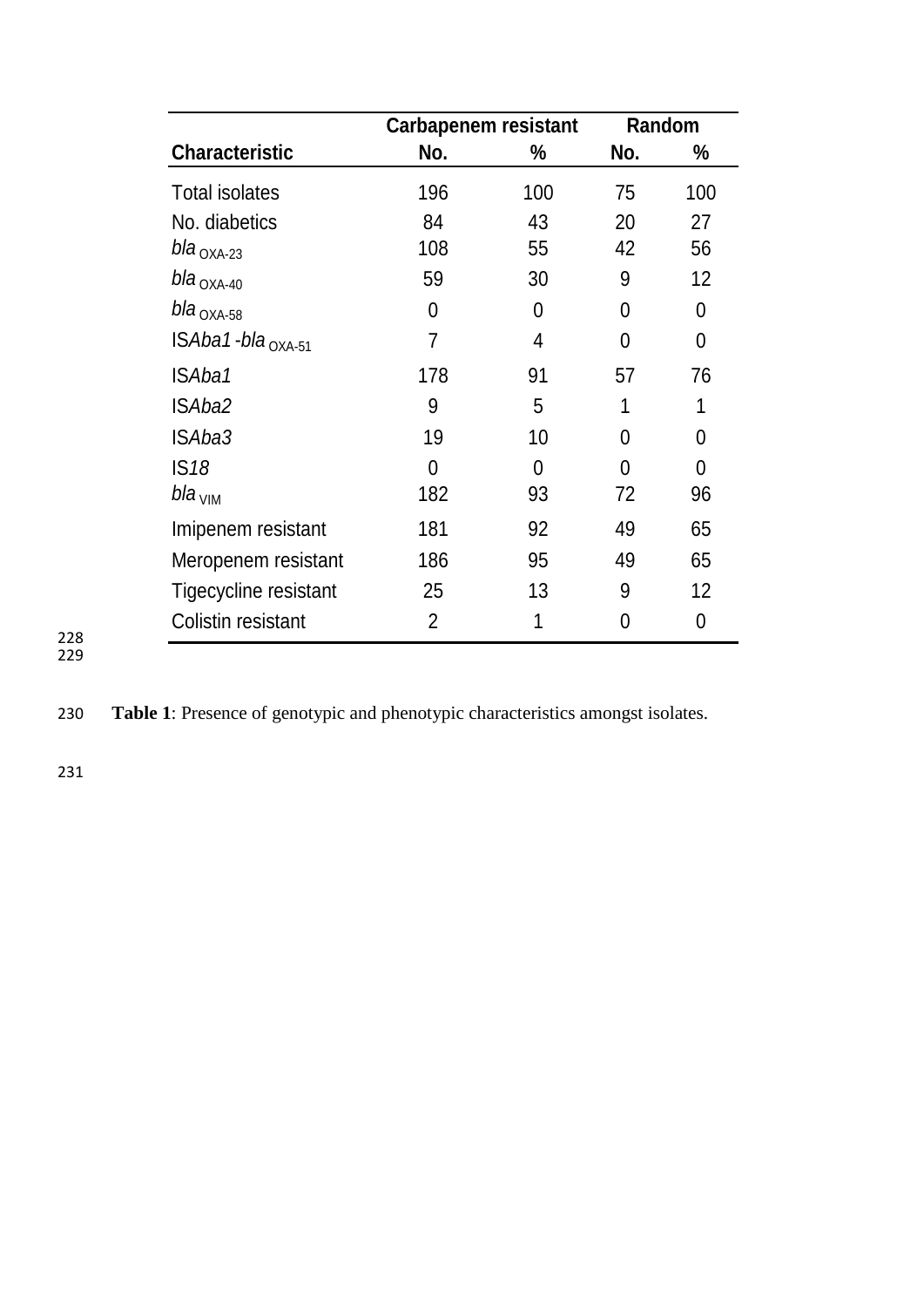| Characteristic | Carbapenem resistant | | Random | |
|---|---|---|---|---|
| | No. | % | No. | % |
| Total isolates | 196 | 100 | 75 | 100 |
| No. diabetics | 84 | 43 | 20 | 27 |
| *bla* $_{OXA-23}$ | 108 | 55 | 42 | 56 |
| *bla* $_{OXA-40}$ | 59 | 30 | 9 | 12 |
| *bla* $_{OXA-58}$ | 0 | 0 | 0 | 0 |
| IS*Aba1* -*bla* $_{OXA-51}$ | 7 | 4 | 0 | 0 |
| IS*Aba1* | 178 | 91 | 57 | 76 |
| IS*Aba2* | 9 | 5 | 1 | 1 |
| IS*Aba3* | 19 | 10 | 0 | 0 |
| IS*18* | 0 | 0 | 0 | 0 |
| *bla* $_{VIM}$ | 182 | 93 | 72 | 96 |
| Imipenem resistant | 181 | 92 | 49 | 65 |
| Meropenem resistant | 186 | 95 | 49 | 65 |
| Tigecycline resistant | 25 | 13 | 9 | 12 |
| Colistin resistant | 2 | 1 | 0 | 0 |

**Table 1**: Presence of genotypic and phenotypic characteristics amongst isolates.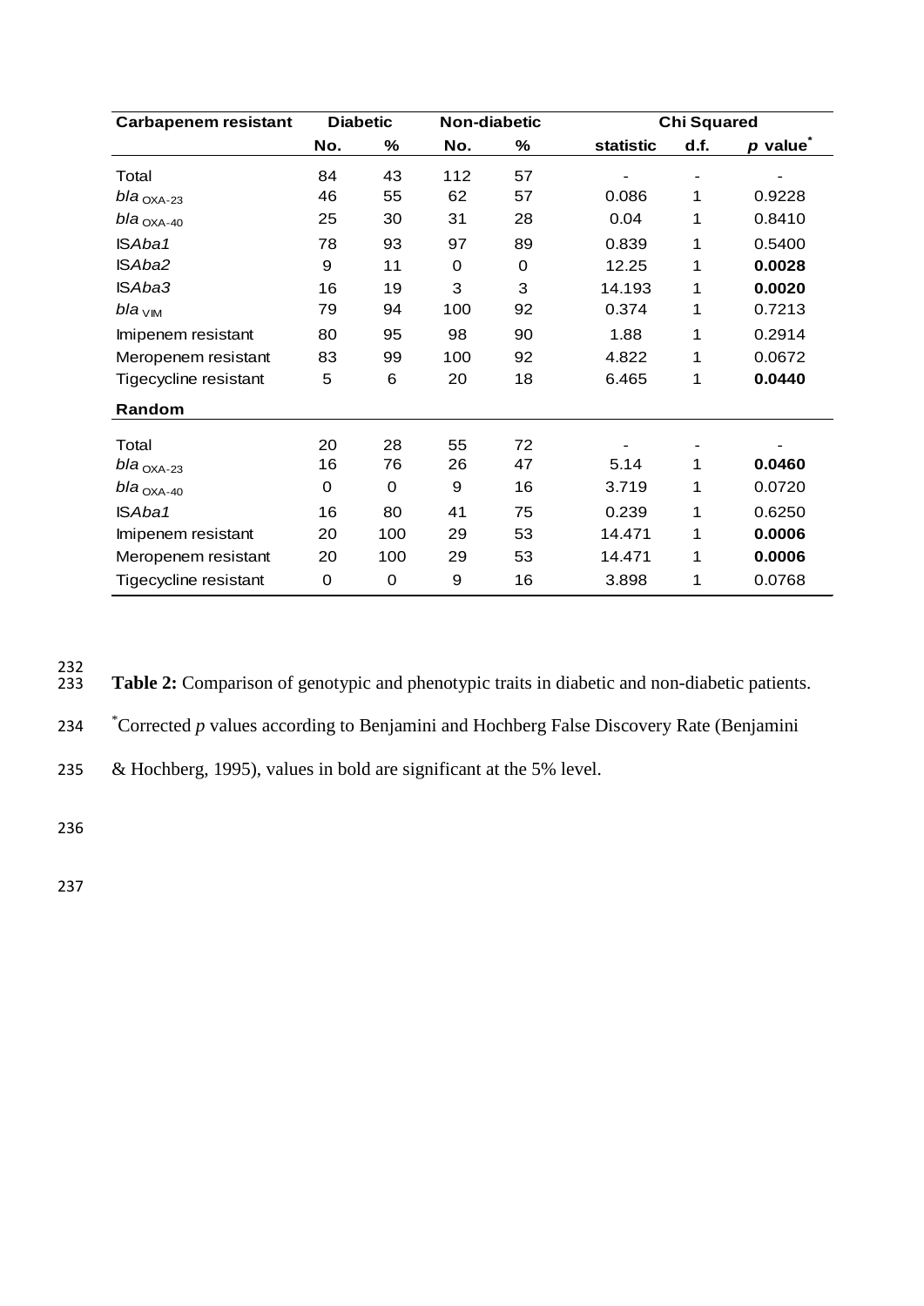| Carbapenem resistant | Diabetic | | Non-diabetic | | Chi Squared | | |
|---|---|---|---|---|---|---|---|
| | No. | % | No. | % | statistic | d.f. | *p* value* |
| Total | 84 | 43 | 112 | 57 | - | - | - |
| *bla* $_{OXA-23}$ | 46 | 55 | 62 | 57 | 0.086 | 1 | 0.9228 |
| *bla* $_{OXA-40}$ | 25 | 30 | 31 | 28 | 0.04 | 1 | 0.8410 |
| IS*Aba1* | 78 | 93 | 97 | 89 | 0.839 | 1 | 0.5400 |
| IS*Aba2* | 9 | 11 | 0 | 0 | 12.25 | 1 | **0.0028** |
| IS*Aba3* | 16 | 19 | 3 | 3 | 14.193 | 1 | **0.0020** |
| *bla* $_{VIM}$ | 79 | 94 | 100 | 92 | 0.374 | 1 | 0.7213 |
| Imipenem resistant | 80 | 95 | 98 | 90 | 1.88 | 1 | 0.2914 |
| Meropenem resistant | 83 | 99 | 100 | 92 | 4.822 | 1 | 0.0672 |
| Tigecycline resistant | 5 | 6 | 20 | 18 | 6.465 | 1 | **0.0440** |
| **Random** | | | | | | | |
| Total | 20 | 28 | 55 | 72 | - | - | - |
| *bla* $_{OXA-23}$ | 16 | 76 | 26 | 47 | 5.14 | 1 | **0.0460** |
| *bla* $_{OXA-40}$ | 0 | 0 | 9 | 16 | 3.719 | 1 | 0.0720 |
| IS*Aba1* | 16 | 80 | 41 | 75 | 0.239 | 1 | 0.6250 |
| Imipenem resistant | 20 | 100 | 29 | 53 | 14.471 | 1 | **0.0006** |
| Meropenem resistant | 20 | 100 | 29 | 53 | 14.471 | 1 | **0.0006** |
| Tigecycline resistant | 0 | 0 | 9 | 16 | 3.898 | 1 | 0.0768 |

**Table 2:** Comparison of genotypic and phenotypic traits in diabetic and non-diabetic patients.

*Corrected *p* values according to Benjamini and Hochberg False Discovery Rate (Benjamini & Hochberg, 1995), values in bold are significant at the 5% level.